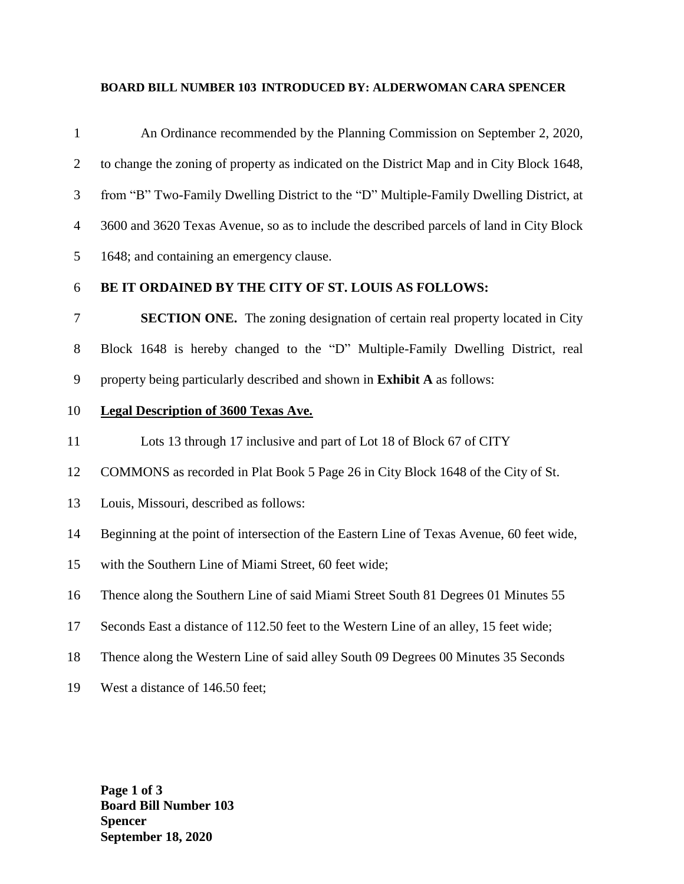**BOARD BILL NUMBER 103 INTRODUCED BY: ALDERWOMAN CARA SPENCER**

An Ordinance recommended by the Planning Commission on September 2, 2020, to change the zoning of property as indicated on the District Map and in City Block 1648, from "B" Two-Family Dwelling District to the "D" Multiple-Family Dwelling District, at 3600 and 3620 Texas Avenue, so as to include the described parcels of land in City Block 1648; and containing an emergency clause.

**BE IT ORDAINED BY THE CITY OF ST. LOUIS AS FOLLOWS:**

**SECTION ONE.** The zoning designation of certain real property located in City Block 1648 is hereby changed to the "D" Multiple-Family Dwelling District, real property being particularly described and shown in **Exhibit A** as follows:

**<u>Legal Description of 3600 Texas Ave.</u>**

Lots 13 through 17 inclusive and part of Lot 18 of Block 67 of CITY COMMONS as recorded in Plat Book 5 Page 26 in City Block 1648 of the City of St. Louis, Missouri, described as follows:

Beginning at the point of intersection of the Eastern Line of Texas Avenue, 60 feet wide, with the Southern Line of Miami Street, 60 feet wide;

Thence along the Southern Line of said Miami Street South 81 Degrees 01 Minutes 55 Seconds East a distance of 112.50 feet to the Western Line of an alley, 15 feet wide;

Thence along the Western Line of said alley South 09 Degrees 00 Minutes 35 Seconds West a distance of 146.50 feet;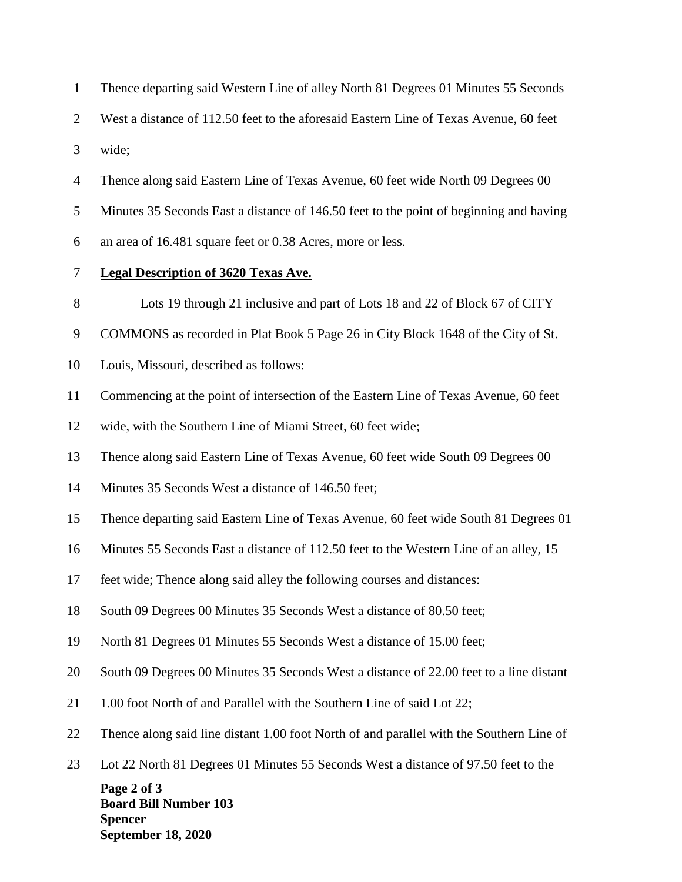Thence departing said Western Line of alley North 81 Degrees 01 Minutes 55 Seconds West a distance of 112.50 feet to the aforesaid Eastern Line of Texas Avenue, 60 feet wide;

Thence along said Eastern Line of Texas Avenue, 60 feet wide North 09 Degrees 00 Minutes 35 Seconds East a distance of 146.50 feet to the point of beginning and having an area of 16.481 square feet or 0.38 Acres, more or less.

**Legal Description of 3620 Texas Ave.**

Lots 19 through 21 inclusive and part of Lots 18 and 22 of Block 67 of CITY COMMONS as recorded in Plat Book 5 Page 26 in City Block 1648 of the City of St. Louis, Missouri, described as follows:

Commencing at the point of intersection of the Eastern Line of Texas Avenue, 60 feet wide, with the Southern Line of Miami Street, 60 feet wide;

Thence along said Eastern Line of Texas Avenue, 60 feet wide South 09 Degrees 00 Minutes 35 Seconds West a distance of 146.50 feet;

Thence departing said Eastern Line of Texas Avenue, 60 feet wide South 81 Degrees 01 Minutes 55 Seconds East a distance of 112.50 feet to the Western Line of an alley, 15 feet wide; Thence along said alley the following courses and distances:

South 09 Degrees 00 Minutes 35 Seconds West a distance of 80.50 feet;

North 81 Degrees 01 Minutes 55 Seconds West a distance of 15.00 feet;

South 09 Degrees 00 Minutes 35 Seconds West a distance of 22.00 feet to a line distant 1.00 foot North of and Parallel with the Southern Line of said Lot 22;

Thence along said line distant 1.00 foot North of and parallel with the Southern Line of Lot 22 North 81 Degrees 01 Minutes 55 Seconds West a distance of 97.50 feet to the

**Board Bill Number 103**
**Spencer**
**September 18, 2020**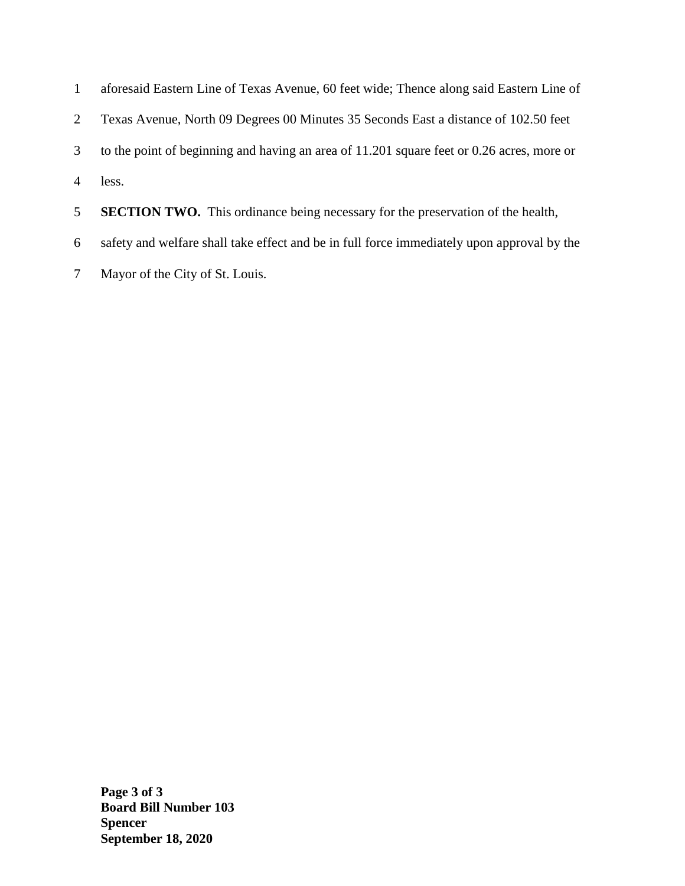aforesaid Eastern Line of Texas Avenue, 60 feet wide; Thence along said Eastern Line of Texas Avenue, North 09 Degrees 00 Minutes 35 Seconds East a distance of 102.50 feet to the point of beginning and having an area of 11.201 square feet or 0.26 acres, more or less.

**SECTION TWO.** This ordinance being necessary for the preservation of the health, safety and welfare shall take effect and be in full force immediately upon approval by the Mayor of the City of St. Louis.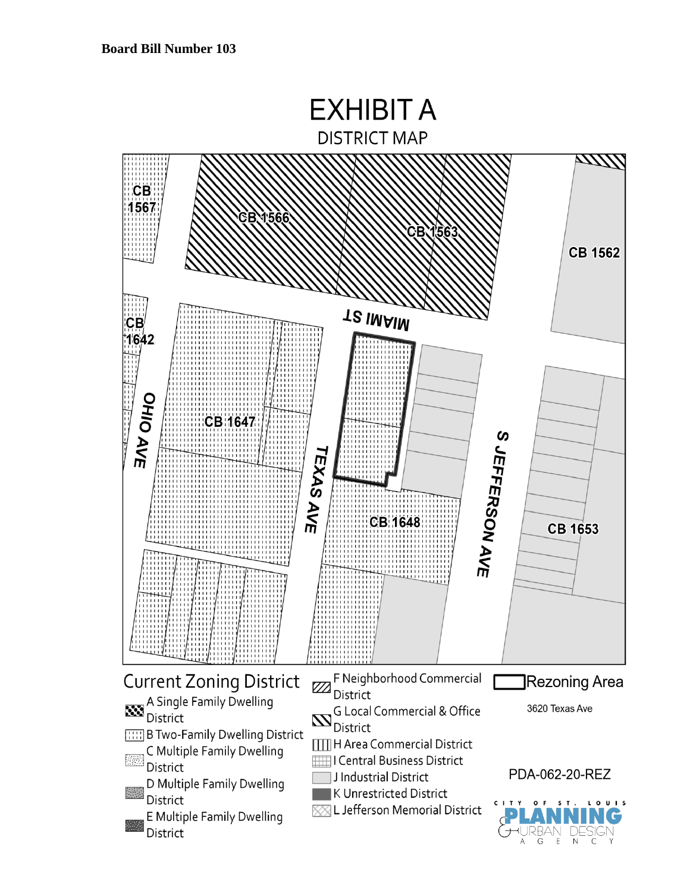**Board Bill Number 103**

# EXHIBIT A

## DISTRICT MAP

CB 1567

CB 1566

CB 1563

CB 1562

CB 1642

MIAMI ST

OHIO AVE

CB 1647

TEXAS AVE

S JEFFERSON AVE

CB 1648

CB 1653

Current Zoning District

A Single Family Dwelling District

B Two-Family Dwelling District

C Multiple Family Dwelling District

D Multiple Family Dwelling District

E Multiple Family Dwelling District

F Neighborhood Commercial District

G Local Commercial & Office District

H Area Commercial District

I Central Business District

J Industrial District

K Unrestricted District

L Jefferson Memorial District

Rezoning Area

3620 Texas Ave

PDA-062-20-REZ

CITY OF ST. LOUIS PLANNING & URBAN DESIGN AGENCY